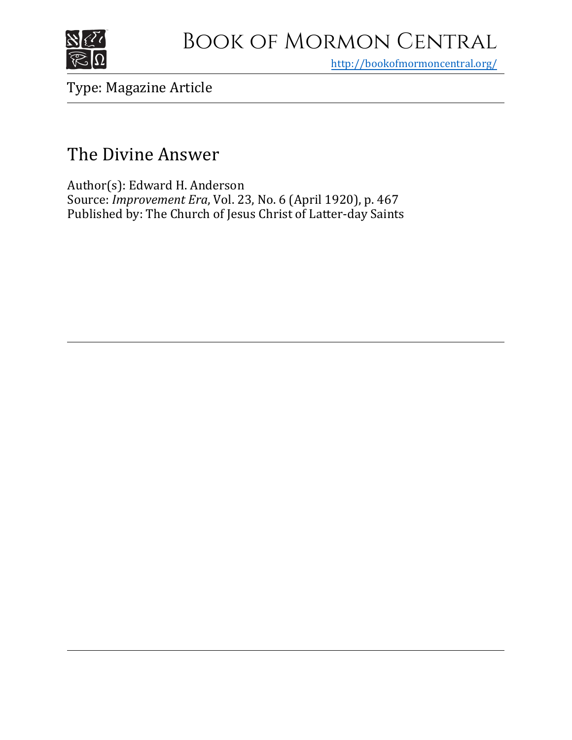# Book of Mormon Central

http://bookofmormoncentral.org/

Type: Magazine Article

## The Divine Answer

Author(s): Edward H. Anderson
Source: *Improvement Era*, Vol. 23, No. 6 (April 1920), p. 467
Published by: The Church of Jesus Christ of Latter-day Saints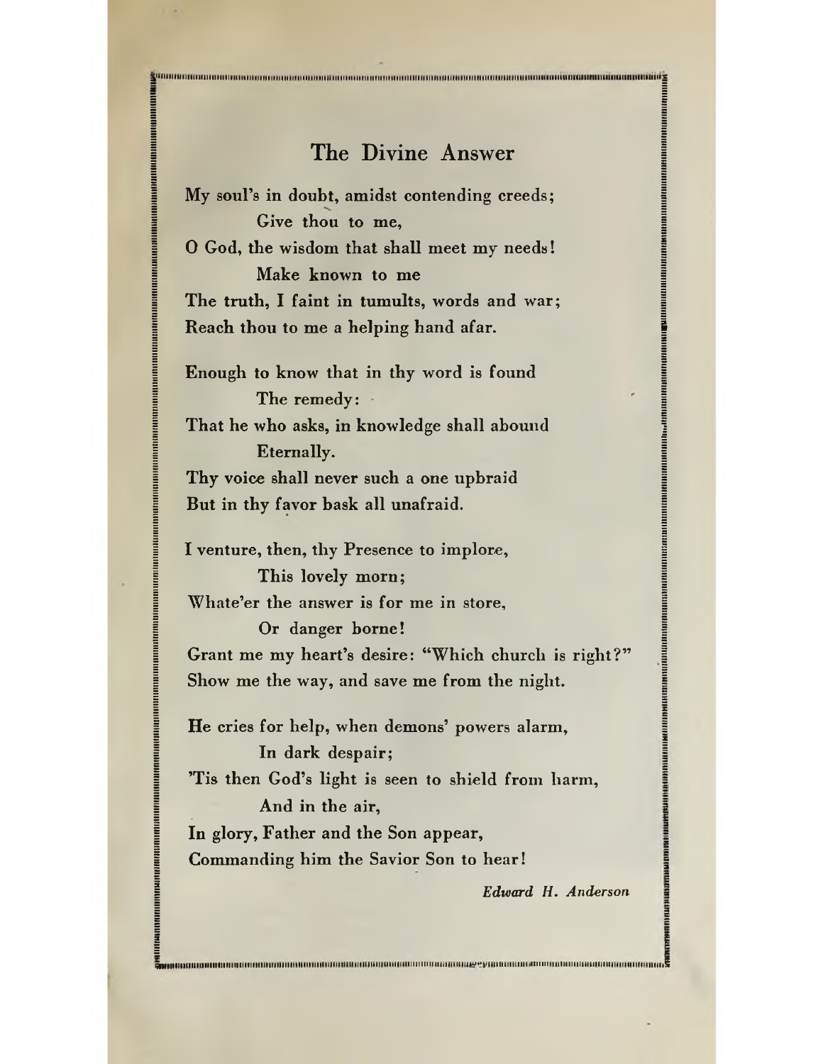## The Divine Answer

My soul's in doubt, amidst contending creeds;
Give thou to me,
O God, the wisdom that shall meet my needs!
Make known to me
The truth, I faint in tumults, words and war;
Reach thou to me a helping hand afar.

Enough to know that in thy word is found
The remedy:
That he who asks, in knowledge shall abound
Eternally.
Thy voice shall never such a one upbraid
But in thy favor bask all unafraid.

I venture, then, thy Presence to implore,
This lovely morn;
Whate'er the answer is for me in store,
Or danger borne!
Grant me my heart's desire: "Which church is right?"
Show me the way, and save me from the night.

He cries for help, when demons' powers alarm,
In dark despair;
'Tis then God's light is seen to shield from harm,
And in the air,
In glory, Father and the Son appear,
Commanding him the Savior Son to hear!

*Edward H. Anderson*